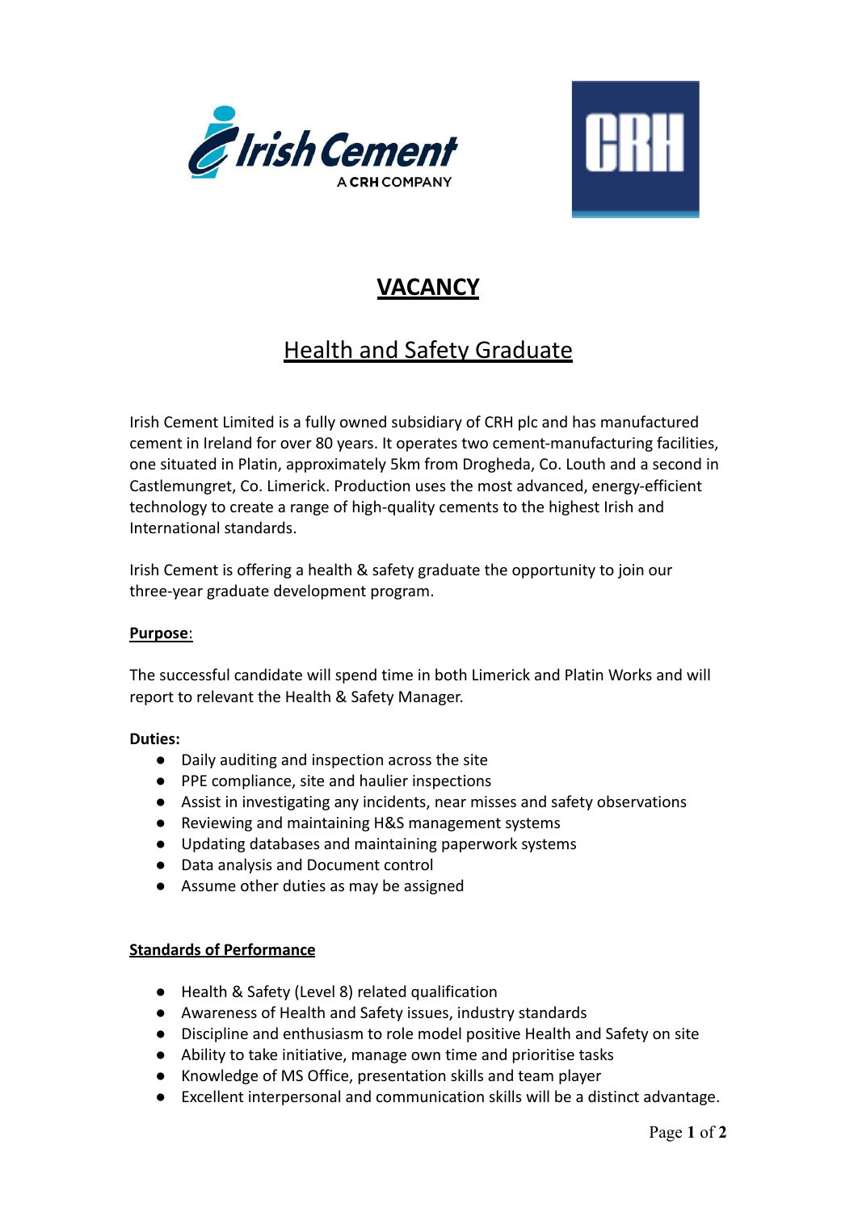# VACANCY

## Health and Safety Graduate

Irish Cement Limited is a fully owned subsidiary of CRH plc and has manufactured cement in Ireland for over 80 years. It operates two cement-manufacturing facilities, one situated in Platin, approximately 5km from Drogheda, Co. Louth and a second in Castlemungret, Co. Limerick. Production uses the most advanced, energy-efficient technology to create a range of high-quality cements to the highest Irish and International standards.

Irish Cement is offering a health & safety graduate the opportunity to join our three-year graduate development program.

**Purpose**:

The successful candidate will spend time in both Limerick and Platin Works and will report to relevant the Health & Safety Manager.

**Duties:**

- Daily auditing and inspection across the site
- PPE compliance, site and haulier inspections
- Assist in investigating any incidents, near misses and safety observations
- Reviewing and maintaining H&S management systems
- Updating databases and maintaining paperwork systems
- Data analysis and Document control
- Assume other duties as may be assigned

**Standards of Performance**

- Health & Safety (Level 8) related qualification
- Awareness of Health and Safety issues, industry standards
- Discipline and enthusiasm to role model positive Health and Safety on site
- Ability to take initiative, manage own time and prioritise tasks
- Knowledge of MS Office, presentation skills and team player
- Excellent interpersonal and communication skills will be a distinct advantage.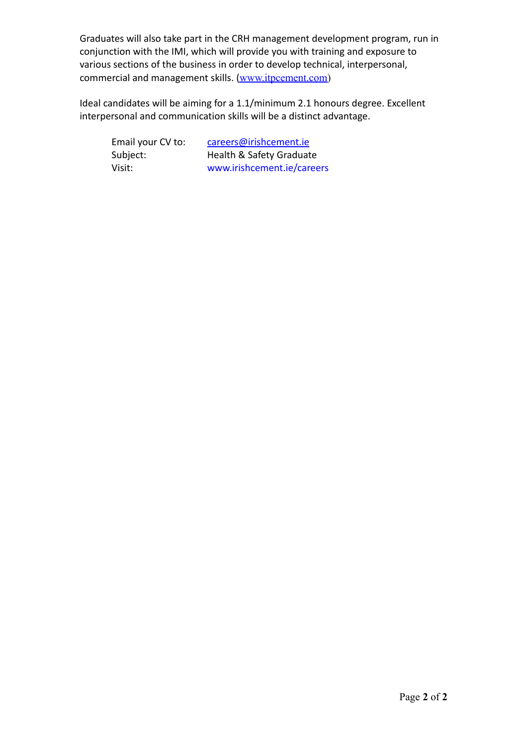Graduates will also take part in the CRH management development program, run in conjunction with the IMI, which will provide you with training and exposure to various sections of the business in order to develop technical, interpersonal, commercial and management skills. (www.itpcement.com)

Ideal candidates will be aiming for a 1.1/minimum 2.1 honours degree. Excellent interpersonal and communication skills will be a distinct advantage.

| | |
|---|---|
| Email your CV to: | careers@irishcement.ie |
| Subject: | Health & Safety Graduate |
| Visit: | www.irishcement.ie/careers |